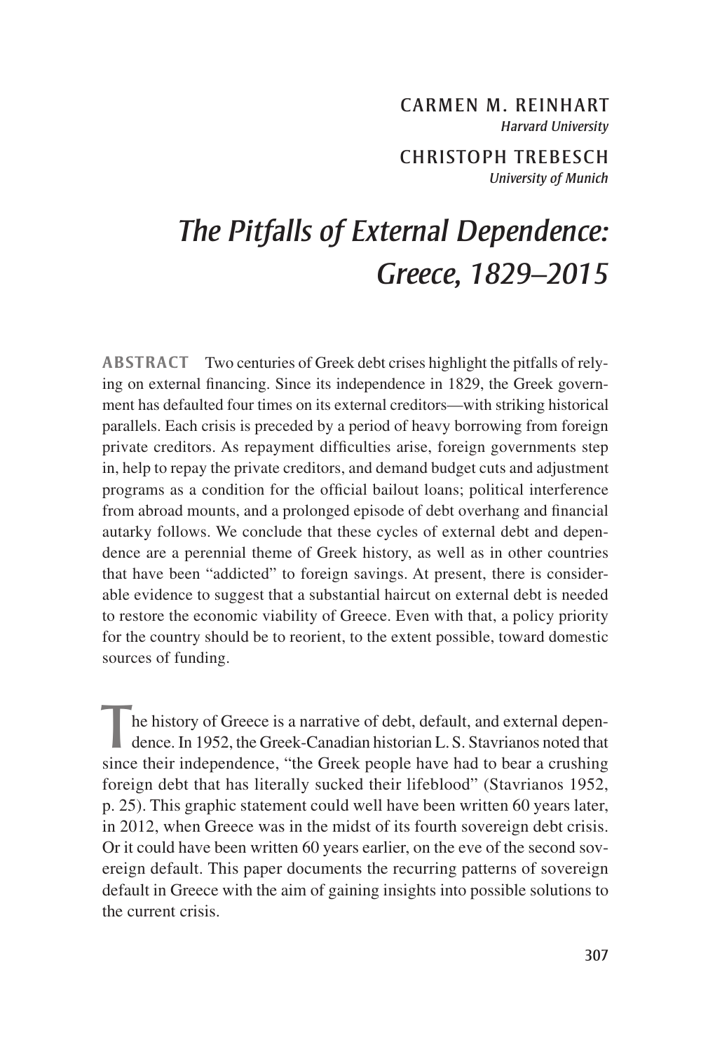CARMEN M. REINHART
*Harvard University*

CHRISTOPH TREBESCH
*University of Munich*

# *The Pitfalls of External Dependence: Greece, 1829–2015*

**ABSTRACT** Two centuries of Greek debt crises highlight the pitfalls of relying on external financing. Since its independence in 1829, the Greek government has defaulted four times on its external creditors—with striking historical parallels. Each crisis is preceded by a period of heavy borrowing from foreign private creditors. As repayment difficulties arise, foreign governments step in, help to repay the private creditors, and demand budget cuts and adjustment programs as a condition for the official bailout loans; political interference from abroad mounts, and a prolonged episode of debt overhang and financial autarky follows. We conclude that these cycles of external debt and dependence are a perennial theme of Greek history, as well as in other countries that have been "addicted" to foreign savings. At present, there is considerable evidence to suggest that a substantial haircut on external debt is needed to restore the economic viability of Greece. Even with that, a policy priority for the country should be to reorient, to the extent possible, toward domestic sources of funding.

The history of Greece is a narrative of debt, default, and external dependence. In 1952, the Greek-Canadian historian L. S. Stavrianos noted that since their independence, "the Greek people have had to bear a crushing foreign debt that has literally sucked their lifeblood" (Stavrianos 1952, p. 25). This graphic statement could well have been written 60 years later, in 2012, when Greece was in the midst of its fourth sovereign debt crisis. Or it could have been written 60 years earlier, on the eve of the second sovereign default. This paper documents the recurring patterns of sovereign default in Greece with the aim of gaining insights into possible solutions to the current crisis.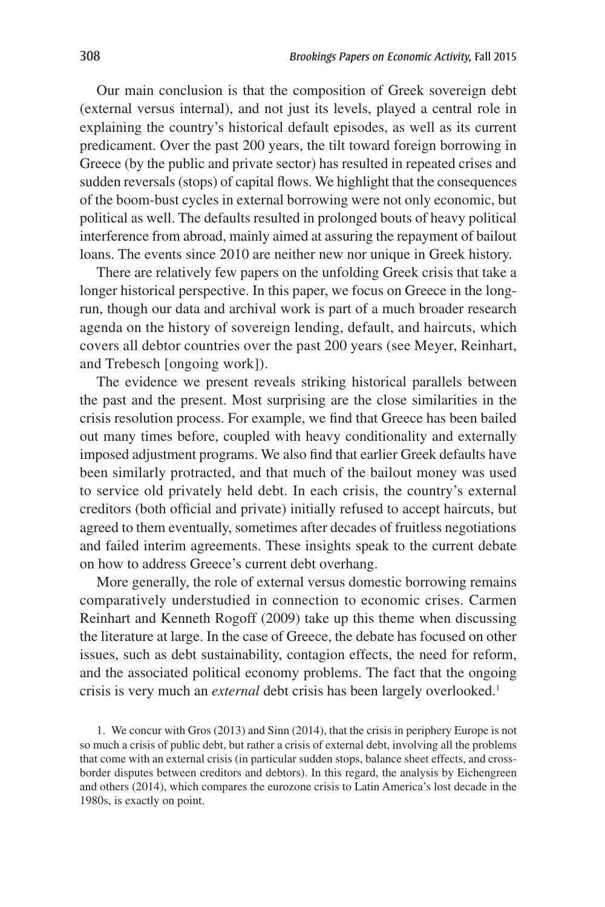Our main conclusion is that the composition of Greek sovereign debt (external versus internal), and not just its levels, played a central role in explaining the country's historical default episodes, as well as its current predicament. Over the past 200 years, the tilt toward foreign borrowing in Greece (by the public and private sector) has resulted in repeated crises and sudden reversals (stops) of capital flows. We highlight that the consequences of the boom-bust cycles in external borrowing were not only economic, but political as well. The defaults resulted in prolonged bouts of heavy political interference from abroad, mainly aimed at assuring the repayment of bailout loans. The events since 2010 are neither new nor unique in Greek history.

There are relatively few papers on the unfolding Greek crisis that take a longer historical perspective. In this paper, we focus on Greece in the long-run, though our data and archival work is part of a much broader research agenda on the history of sovereign lending, default, and haircuts, which covers all debtor countries over the past 200 years (see Meyer, Reinhart, and Trebesch [ongoing work]).

The evidence we present reveals striking historical parallels between the past and the present. Most surprising are the close similarities in the crisis resolution process. For example, we find that Greece has been bailed out many times before, coupled with heavy conditionality and externally imposed adjustment programs. We also find that earlier Greek defaults have been similarly protracted, and that much of the bailout money was used to service old privately held debt. In each crisis, the country's external creditors (both official and private) initially refused to accept haircuts, but agreed to them eventually, sometimes after decades of fruitless negotiations and failed interim agreements. These insights speak to the current debate on how to address Greece's current debt overhang.

More generally, the role of external versus domestic borrowing remains comparatively understudied in connection to economic crises. Carmen Reinhart and Kenneth Rogoff (2009) take up this theme when discussing the literature at large. In the case of Greece, the debate has focused on other issues, such as debt sustainability, contagion effects, the need for reform, and the associated political economy problems. The fact that the ongoing crisis is very much an *external* debt crisis has been largely overlooked.[1]

1. We concur with Gros (2013) and Sinn (2014), that the crisis in periphery Europe is not so much a crisis of public debt, but rather a crisis of external debt, involving all the problems that come with an external crisis (in particular sudden stops, balance sheet effects, and cross-border disputes between creditors and debtors). In this regard, the analysis by Eichengreen and others (2014), which compares the eurozone crisis to Latin America's lost decade in the 1980s, is exactly on point.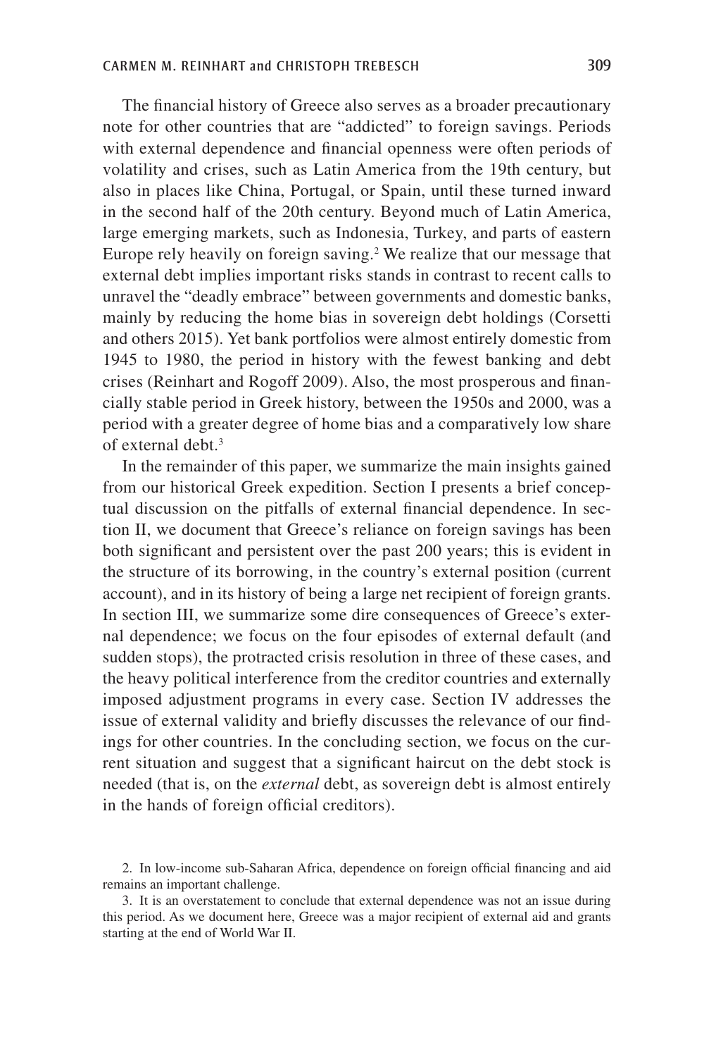The financial history of Greece also serves as a broader precautionary note for other countries that are "addicted" to foreign savings. Periods with external dependence and financial openness were often periods of volatility and crises, such as Latin America from the 19th century, but also in places like China, Portugal, or Spain, until these turned inward in the second half of the 20th century. Beyond much of Latin America, large emerging markets, such as Indonesia, Turkey, and parts of eastern Europe rely heavily on foreign saving.[2] We realize that our message that external debt implies important risks stands in contrast to recent calls to unravel the "deadly embrace" between governments and domestic banks, mainly by reducing the home bias in sovereign debt holdings (Corsetti and others 2015). Yet bank portfolios were almost entirely domestic from 1945 to 1980, the period in history with the fewest banking and debt crises (Reinhart and Rogoff 2009). Also, the most prosperous and financially stable period in Greek history, between the 1950s and 2000, was a period with a greater degree of home bias and a comparatively low share of external debt.[3]

In the remainder of this paper, we summarize the main insights gained from our historical Greek expedition. Section I presents a brief conceptual discussion on the pitfalls of external financial dependence. In section II, we document that Greece's reliance on foreign savings has been both significant and persistent over the past 200 years; this is evident in the structure of its borrowing, in the country's external position (current account), and in its history of being a large net recipient of foreign grants. In section III, we summarize some dire consequences of Greece's external dependence; we focus on the four episodes of external default (and sudden stops), the protracted crisis resolution in three of these cases, and the heavy political interference from the creditor countries and externally imposed adjustment programs in every case. Section IV addresses the issue of external validity and briefly discusses the relevance of our findings for other countries. In the concluding section, we focus on the current situation and suggest that a significant haircut on the debt stock is needed (that is, on the *external* debt, as sovereign debt is almost entirely in the hands of foreign official creditors).

2. In low-income sub-Saharan Africa, dependence on foreign official financing and aid remains an important challenge.

3. It is an overstatement to conclude that external dependence was not an issue during this period. As we document here, Greece was a major recipient of external aid and grants starting at the end of World War II.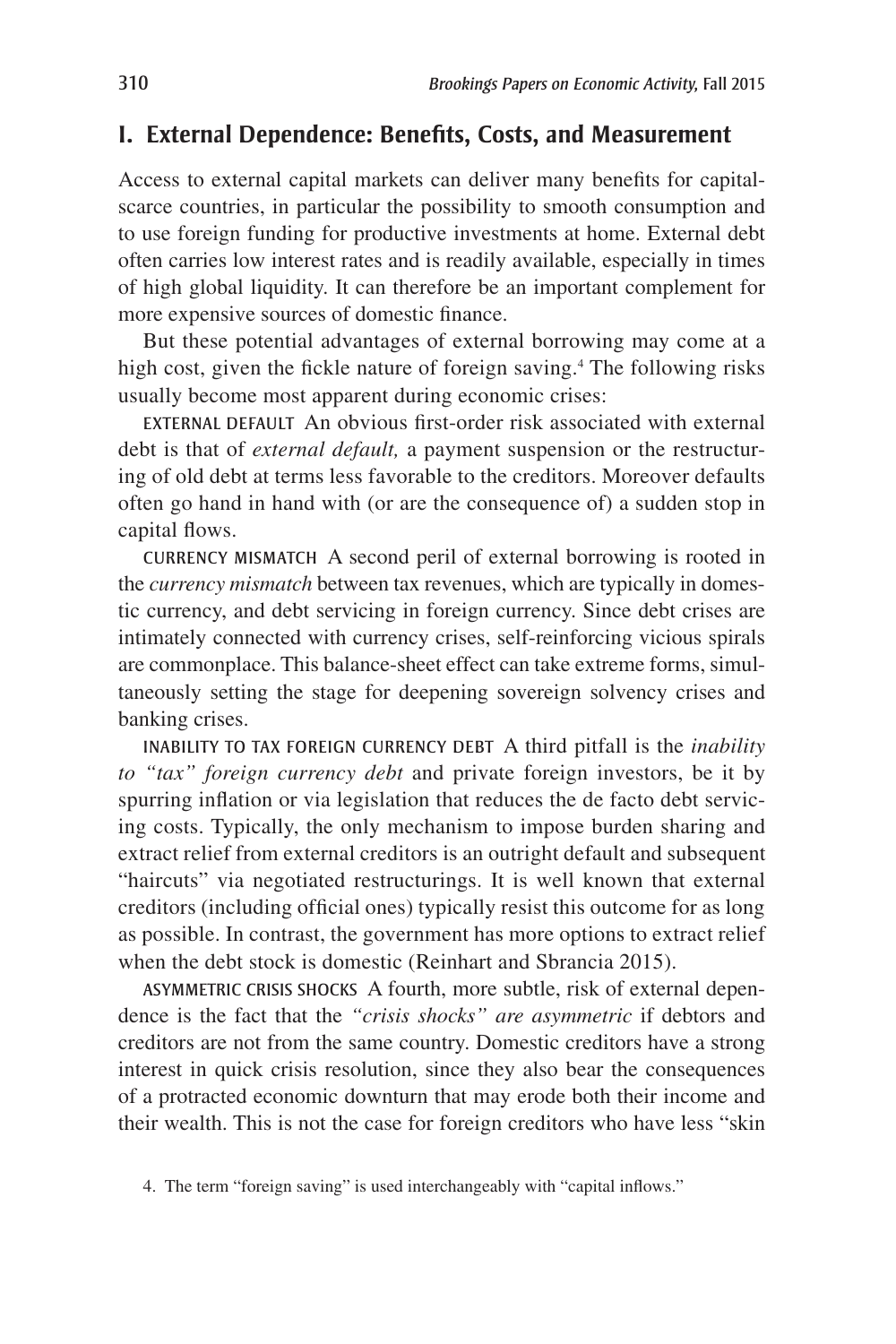## I. External Dependence: Benefits, Costs, and Measurement

Access to external capital markets can deliver many benefits for capital-scarce countries, in particular the possibility to smooth consumption and to use foreign funding for productive investments at home. External debt often carries low interest rates and is readily available, especially in times of high global liquidity. It can therefore be an important complement for more expensive sources of domestic finance.

But these potential advantages of external borrowing may come at a high cost, given the fickle nature of foreign saving.[4] The following risks usually become most apparent during economic crises:

EXTERNAL DEFAULT An obvious first-order risk associated with external debt is that of *external default,* a payment suspension or the restructuring of old debt at terms less favorable to the creditors. Moreover defaults often go hand in hand with (or are the consequence of) a sudden stop in capital flows.

CURRENCY MISMATCH A second peril of external borrowing is rooted in the *currency mismatch* between tax revenues, which are typically in domestic currency, and debt servicing in foreign currency. Since debt crises are intimately connected with currency crises, self-reinforcing vicious spirals are commonplace. This balance-sheet effect can take extreme forms, simultaneously setting the stage for deepening sovereign solvency crises and banking crises.

INABILITY TO TAX FOREIGN CURRENCY DEBT A third pitfall is the *inability to "tax" foreign currency debt* and private foreign investors, be it by spurring inflation or via legislation that reduces the de facto debt servicing costs. Typically, the only mechanism to impose burden sharing and extract relief from external creditors is an outright default and subsequent "haircuts" via negotiated restructurings. It is well known that external creditors (including official ones) typically resist this outcome for as long as possible. In contrast, the government has more options to extract relief when the debt stock is domestic (Reinhart and Sbrancia 2015).

ASYMMETRIC CRISIS SHOCKS A fourth, more subtle, risk of external dependence is the fact that the *"crisis shocks" are asymmetric* if debtors and creditors are not from the same country. Domestic creditors have a strong interest in quick crisis resolution, since they also bear the consequences of a protracted economic downturn that may erode both their income and their wealth. This is not the case for foreign creditors who have less "skin

4. The term "foreign saving" is used interchangeably with "capital inflows."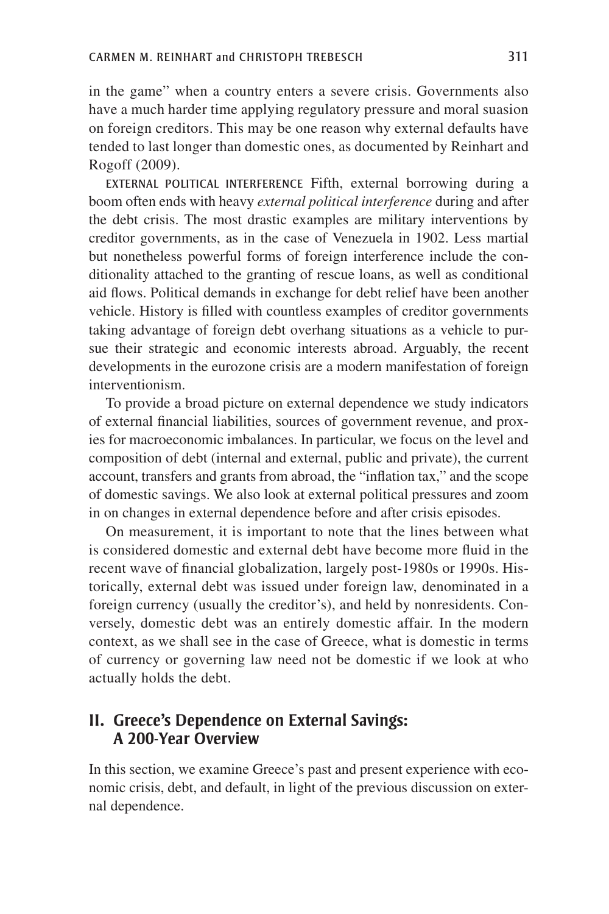in the game" when a country enters a severe crisis. Governments also have a much harder time applying regulatory pressure and moral suasion on foreign creditors. This may be one reason why external defaults have tended to last longer than domestic ones, as documented by Reinhart and Rogoff (2009).

EXTERNAL POLITICAL INTERFERENCE Fifth, external borrowing during a boom often ends with heavy *external political interference* during and after the debt crisis. The most drastic examples are military interventions by creditor governments, as in the case of Venezuela in 1902. Less martial but nonetheless powerful forms of foreign interference include the conditionality attached to the granting of rescue loans, as well as conditional aid flows. Political demands in exchange for debt relief have been another vehicle. History is filled with countless examples of creditor governments taking advantage of foreign debt overhang situations as a vehicle to pursue their strategic and economic interests abroad. Arguably, the recent developments in the eurozone crisis are a modern manifestation of foreign interventionism.

To provide a broad picture on external dependence we study indicators of external financial liabilities, sources of government revenue, and proxies for macroeconomic imbalances. In particular, we focus on the level and composition of debt (internal and external, public and private), the current account, transfers and grants from abroad, the "inflation tax," and the scope of domestic savings. We also look at external political pressures and zoom in on changes in external dependence before and after crisis episodes.

On measurement, it is important to note that the lines between what is considered domestic and external debt have become more fluid in the recent wave of financial globalization, largely post-1980s or 1990s. Historically, external debt was issued under foreign law, denominated in a foreign currency (usually the creditor's), and held by nonresidents. Conversely, domestic debt was an entirely domestic affair. In the modern context, as we shall see in the case of Greece, what is domestic in terms of currency or governing law need not be domestic if we look at who actually holds the debt.

## II. Greece's Dependence on External Savings: A 200-Year Overview

In this section, we examine Greece's past and present experience with economic crisis, debt, and default, in light of the previous discussion on external dependence.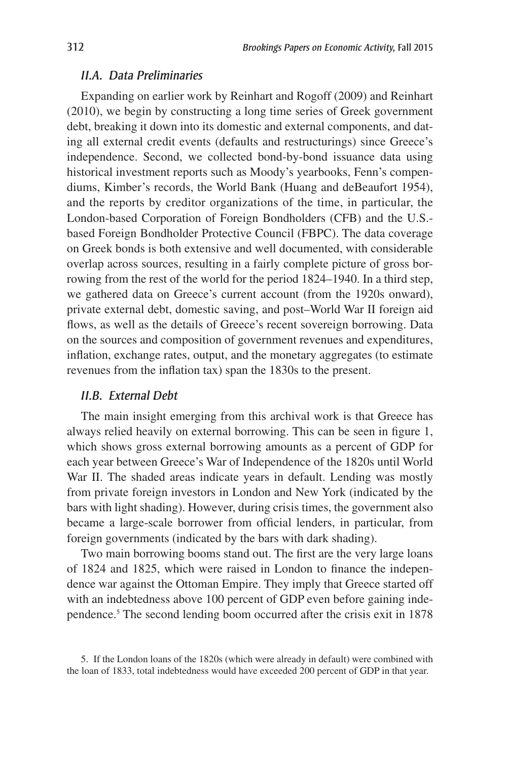### II.A. Data Preliminaries

Expanding on earlier work by Reinhart and Rogoff (2009) and Reinhart (2010), we begin by constructing a long time series of Greek government debt, breaking it down into its domestic and external components, and dating all external credit events (defaults and restructurings) since Greece's independence. Second, we collected bond-by-bond issuance data using historical investment reports such as Moody's yearbooks, Fenn's compendiums, Kimber's records, the World Bank (Huang and deBeaufort 1954), and the reports by creditor organizations of the time, in particular, the London-based Corporation of Foreign Bondholders (CFB) and the U.S.-based Foreign Bondholder Protective Council (FBPC). The data coverage on Greek bonds is both extensive and well documented, with considerable overlap across sources, resulting in a fairly complete picture of gross borrowing from the rest of the world for the period 1824–1940. In a third step, we gathered data on Greece's current account (from the 1920s onward), private external debt, domestic saving, and post–World War II foreign aid flows, as well as the details of Greece's recent sovereign borrowing. Data on the sources and composition of government revenues and expenditures, inflation, exchange rates, output, and the monetary aggregates (to estimate revenues from the inflation tax) span the 1830s to the present.

### II.B. External Debt

The main insight emerging from this archival work is that Greece has always relied heavily on external borrowing. This can be seen in figure 1, which shows gross external borrowing amounts as a percent of GDP for each year between Greece's War of Independence of the 1820s until World War II. The shaded areas indicate years in default. Lending was mostly from private foreign investors in London and New York (indicated by the bars with light shading). However, during crisis times, the government also became a large-scale borrower from official lenders, in particular, from foreign governments (indicated by the bars with dark shading).

Two main borrowing booms stand out. The first are the very large loans of 1824 and 1825, which were raised in London to finance the independence war against the Ottoman Empire. They imply that Greece started off with an indebtedness above 100 percent of GDP even before gaining independence.[5] The second lending boom occurred after the crisis exit in 1878

5. If the London loans of the 1820s (which were already in default) were combined with the loan of 1833, total indebtedness would have exceeded 200 percent of GDP in that year.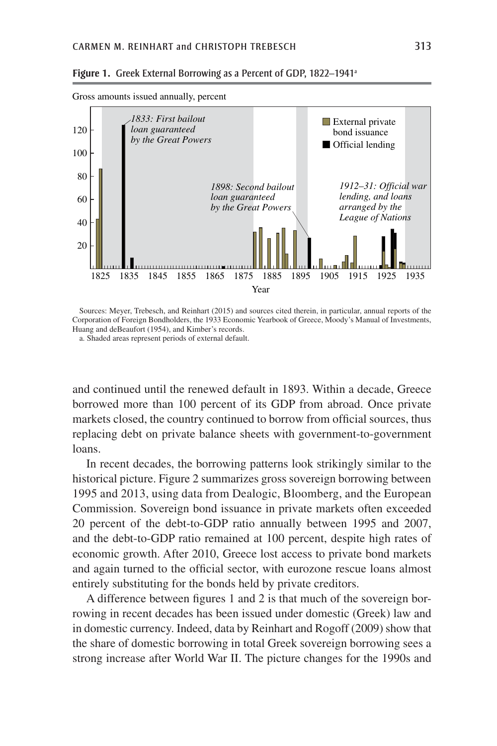**Figure 1.** Greek External Borrowing as a Percent of GDP, 1822–1941[a]

Sources: Meyer, Trebesch, and Reinhart (2015) and sources cited therein, in particular, annual reports of the Corporation of Foreign Bondholders, the 1933 Economic Yearbook of Greece, Moody's Manual of Investments, Huang and deBeaufort (1954), and Kimber's records.

a. Shaded areas represent periods of external default.

and continued until the renewed default in 1893. Within a decade, Greece borrowed more than 100 percent of its GDP from abroad. Once private markets closed, the country continued to borrow from official sources, thus replacing debt on private balance sheets with government-to-government loans.

In recent decades, the borrowing patterns look strikingly similar to the historical picture. Figure 2 summarizes gross sovereign borrowing between 1995 and 2013, using data from Dealogic, Bloomberg, and the European Commission. Sovereign bond issuance in private markets often exceeded 20 percent of the debt-to-GDP ratio annually between 1995 and 2007, and the debt-to-GDP ratio remained at 100 percent, despite high rates of economic growth. After 2010, Greece lost access to private bond markets and again turned to the official sector, with eurozone rescue loans almost entirely substituting for the bonds held by private creditors.

A difference between figures 1 and 2 is that much of the sovereign borrowing in recent decades has been issued under domestic (Greek) law and in domestic currency. Indeed, data by Reinhart and Rogoff (2009) show that the share of domestic borrowing in total Greek sovereign borrowing sees a strong increase after World War II. The picture changes for the 1990s and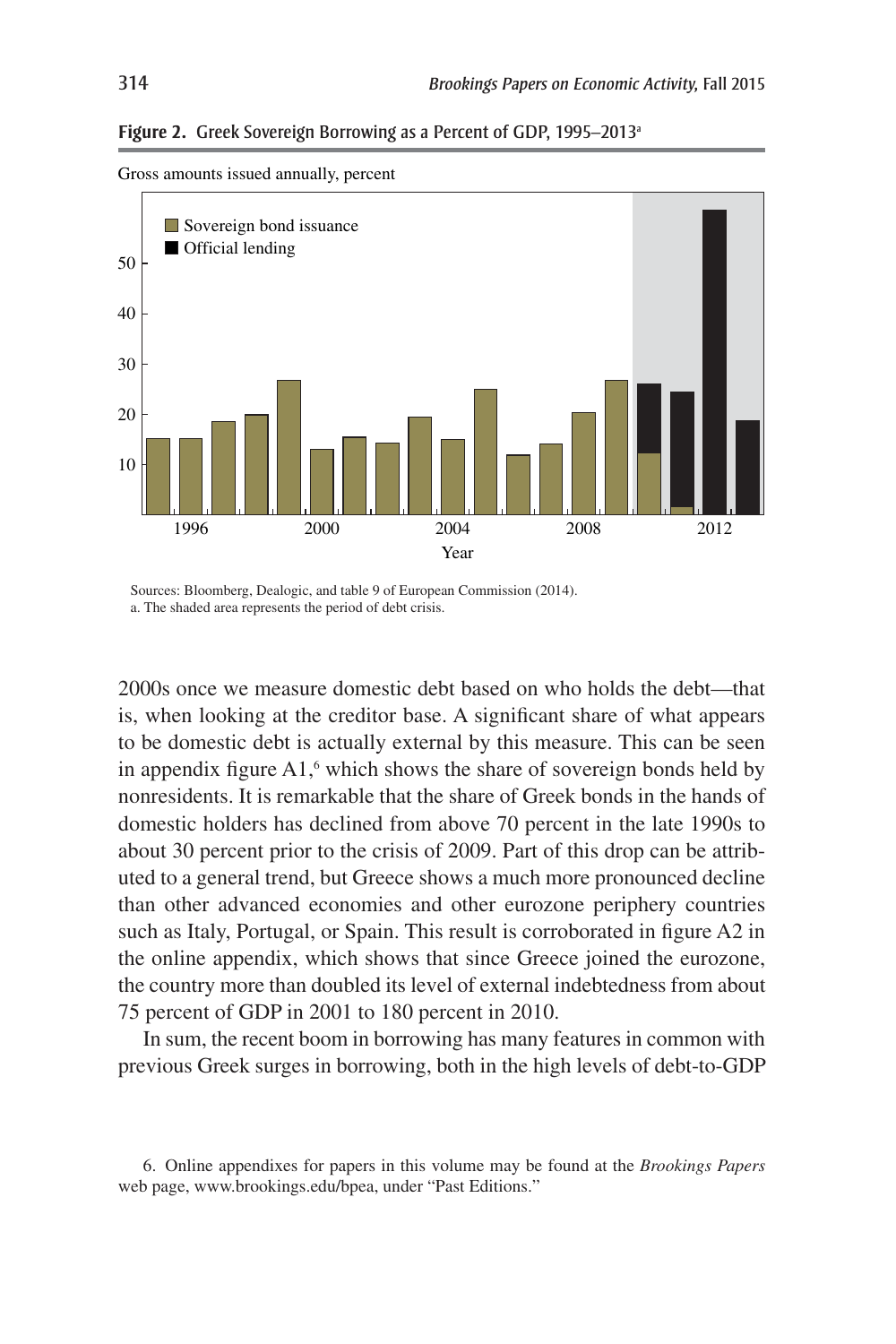**Figure 2.** Greek Sovereign Borrowing as a Percent of GDP, 1995–2013[a]

Sources: Bloomberg, Dealogic, and table 9 of European Commission (2014).

a. The shaded area represents the period of debt crisis.

2000s once we measure domestic debt based on who holds the debt—that is, when looking at the creditor base. A significant share of what appears to be domestic debt is actually external by this measure. This can be seen in appendix figure A1,[6] which shows the share of sovereign bonds held by nonresidents. It is remarkable that the share of Greek bonds in the hands of domestic holders has declined from above 70 percent in the late 1990s to about 30 percent prior to the crisis of 2009. Part of this drop can be attributed to a general trend, but Greece shows a much more pronounced decline than other advanced economies and other eurozone periphery countries such as Italy, Portugal, or Spain. This result is corroborated in figure A2 in the online appendix, which shows that since Greece joined the eurozone, the country more than doubled its level of external indebtedness from about 75 percent of GDP in 2001 to 180 percent in 2010.

In sum, the recent boom in borrowing has many features in common with previous Greek surges in borrowing, both in the high levels of debt-to-GDP

6. Online appendixes for papers in this volume may be found at the *Brookings Papers* web page, www.brookings.edu/bpea, under "Past Editions."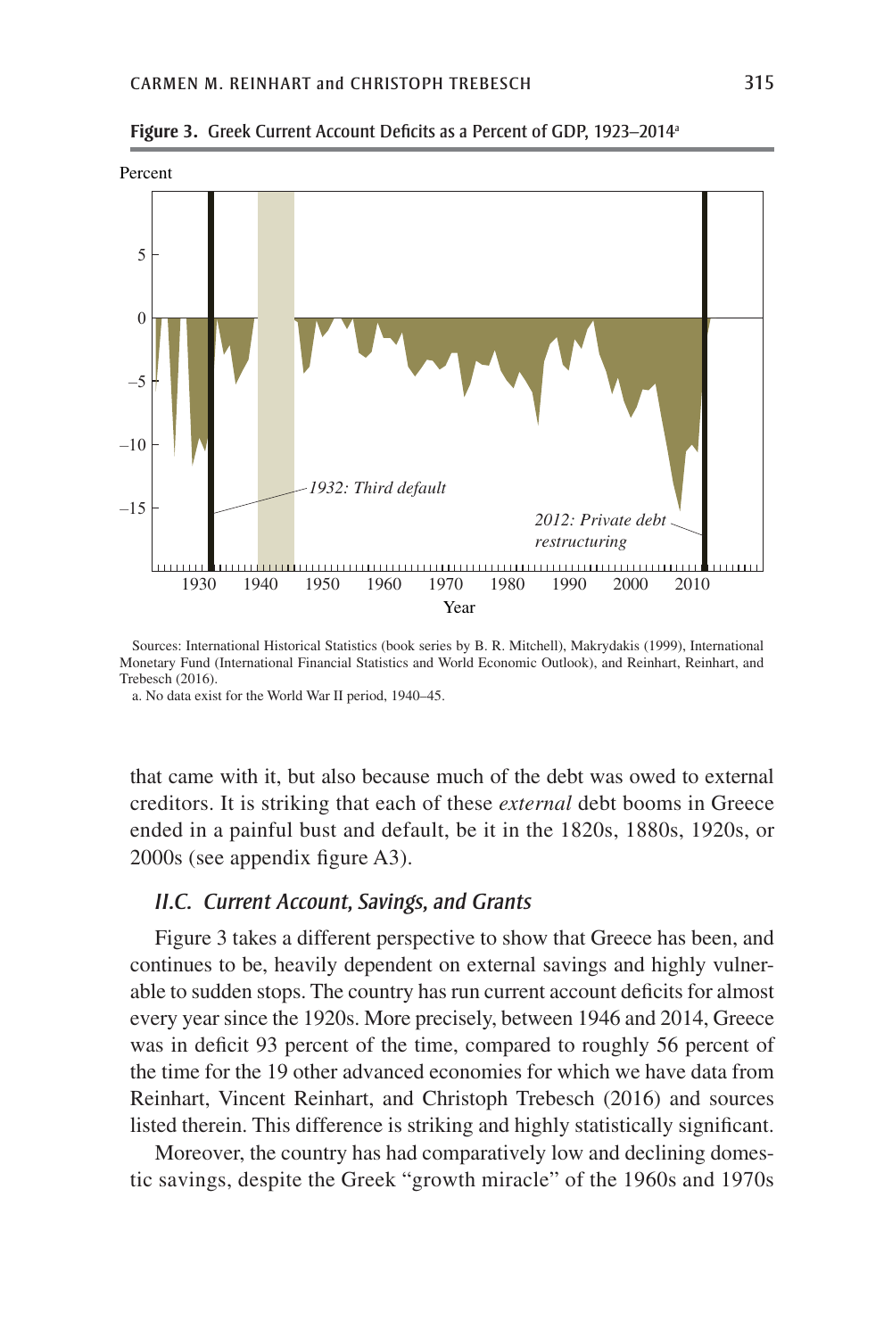**Figure 3. Greek Current Account Deficits as a Percent of GDP, 1923–2014**[a]

Sources: International Historical Statistics (book series by B. R. Mitchell), Makrydakis (1999), International Monetary Fund (International Financial Statistics and World Economic Outlook), and Reinhart, Reinhart, and Trebesch (2016).

a. No data exist for the World War II period, 1940–45.

that came with it, but also because much of the debt was owed to external creditors. It is striking that each of these *external* debt booms in Greece ended in a painful bust and default, be it in the 1820s, 1880s, 1920s, or 2000s (see appendix figure A3).

### *II.C. Current Account, Savings, and Grants*

Figure 3 takes a different perspective to show that Greece has been, and continues to be, heavily dependent on external savings and highly vulnerable to sudden stops. The country has run current account deficits for almost every year since the 1920s. More precisely, between 1946 and 2014, Greece was in deficit 93 percent of the time, compared to roughly 56 percent of the time for the 19 other advanced economies for which we have data from Reinhart, Vincent Reinhart, and Christoph Trebesch (2016) and sources listed therein. This difference is striking and highly statistically significant.

Moreover, the country has had comparatively low and declining domestic savings, despite the Greek "growth miracle" of the 1960s and 1970s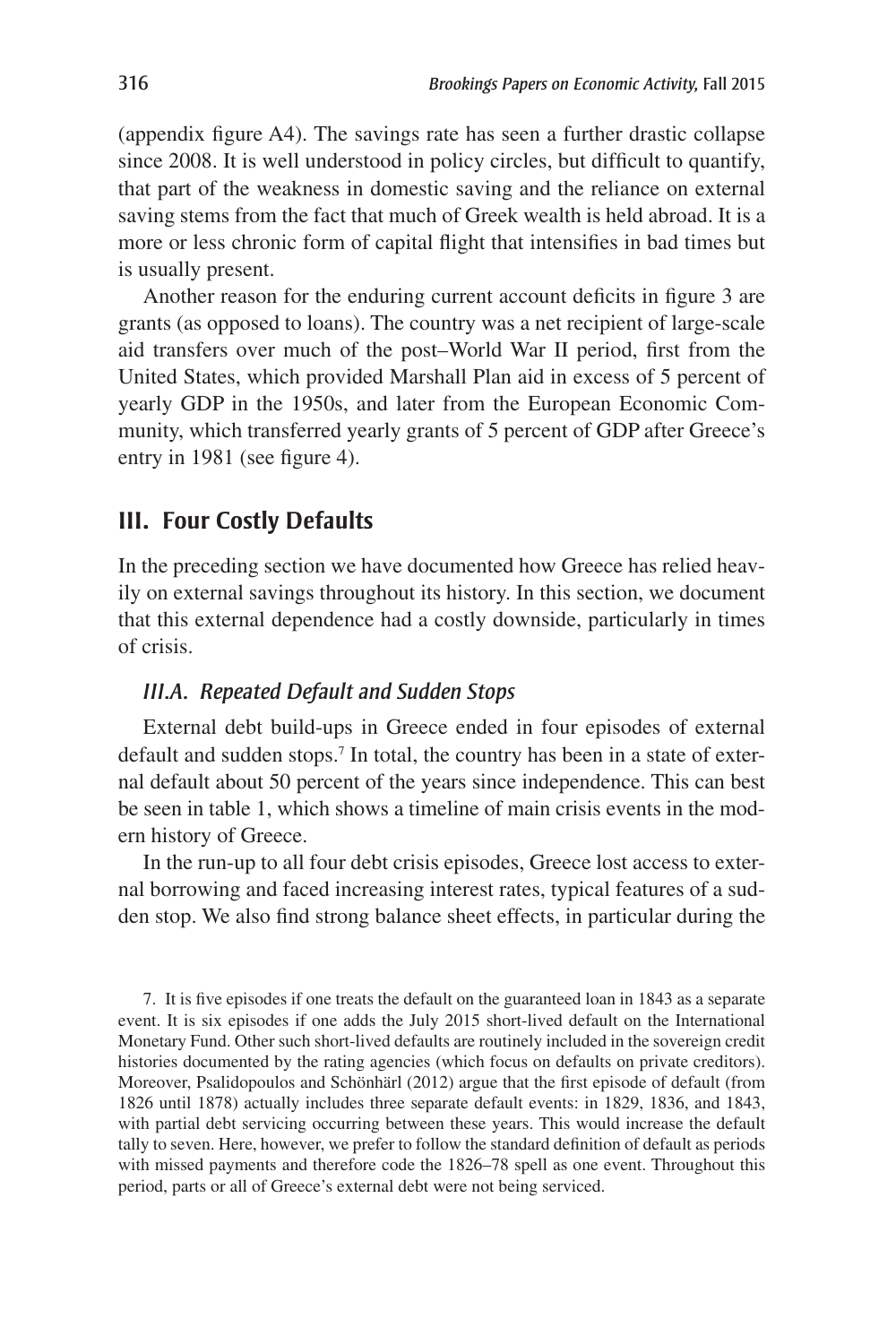(appendix figure A4). The savings rate has seen a further drastic collapse since 2008. It is well understood in policy circles, but difficult to quantify, that part of the weakness in domestic saving and the reliance on external saving stems from the fact that much of Greek wealth is held abroad. It is a more or less chronic form of capital flight that intensifies in bad times but is usually present.

Another reason for the enduring current account deficits in figure 3 are grants (as opposed to loans). The country was a net recipient of large-scale aid transfers over much of the post–World War II period, first from the United States, which provided Marshall Plan aid in excess of 5 percent of yearly GDP in the 1950s, and later from the European Economic Community, which transferred yearly grants of 5 percent of GDP after Greece's entry in 1981 (see figure 4).

## III. Four Costly Defaults

In the preceding section we have documented how Greece has relied heavily on external savings throughout its history. In this section, we document that this external dependence had a costly downside, particularly in times of crisis.

### III.A. Repeated Default and Sudden Stops

External debt build-ups in Greece ended in four episodes of external default and sudden stops.[7] In total, the country has been in a state of external default about 50 percent of the years since independence. This can best be seen in table 1, which shows a timeline of main crisis events in the modern history of Greece.

In the run-up to all four debt crisis episodes, Greece lost access to external borrowing and faced increasing interest rates, typical features of a sudden stop. We also find strong balance sheet effects, in particular during the

7. It is five episodes if one treats the default on the guaranteed loan in 1843 as a separate event. It is six episodes if one adds the July 2015 short-lived default on the International Monetary Fund. Other such short-lived defaults are routinely included in the sovereign credit histories documented by the rating agencies (which focus on defaults on private creditors). Moreover, Psalidopoulos and Schönhärl (2012) argue that the first episode of default (from 1826 until 1878) actually includes three separate default events: in 1829, 1836, and 1843, with partial debt servicing occurring between these years. This would increase the default tally to seven. Here, however, we prefer to follow the standard definition of default as periods with missed payments and therefore code the 1826–78 spell as one event. Throughout this period, parts or all of Greece's external debt were not being serviced.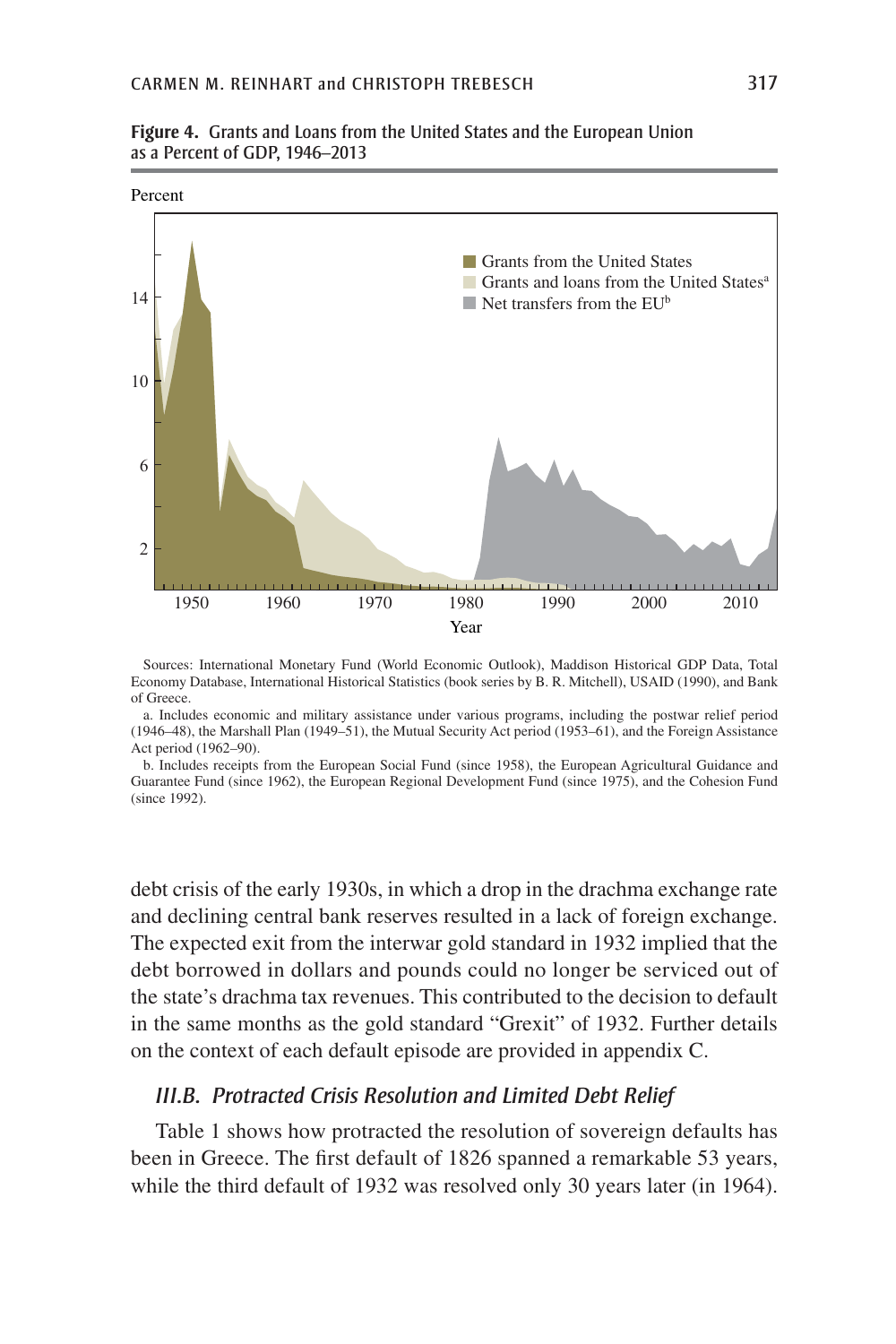**Figure 4. Grants and Loans from the United States and the European Union as a Percent of GDP, 1946–2013**

Sources: International Monetary Fund (World Economic Outlook), Maddison Historical GDP Data, Total Economy Database, International Historical Statistics (book series by B. R. Mitchell), USAID (1990), and Bank of Greece.

a. Includes economic and military assistance under various programs, including the postwar relief period (1946–48), the Marshall Plan (1949–51), the Mutual Security Act period (1953–61), and the Foreign Assistance Act period (1962–90).

b. Includes receipts from the European Social Fund (since 1958), the European Agricultural Guidance and Guarantee Fund (since 1962), the European Regional Development Fund (since 1975), and the Cohesion Fund (since 1992).

debt crisis of the early 1930s, in which a drop in the drachma exchange rate and declining central bank reserves resulted in a lack of foreign exchange. The expected exit from the interwar gold standard in 1932 implied that the debt borrowed in dollars and pounds could no longer be serviced out of the state's drachma tax revenues. This contributed to the decision to default in the same months as the gold standard "Grexit" of 1932. Further details on the context of each default episode are provided in appendix C.

### III.B. Protracted Crisis Resolution and Limited Debt Relief

Table 1 shows how protracted the resolution of sovereign defaults has been in Greece. The first default of 1826 spanned a remarkable 53 years, while the third default of 1932 was resolved only 30 years later (in 1964).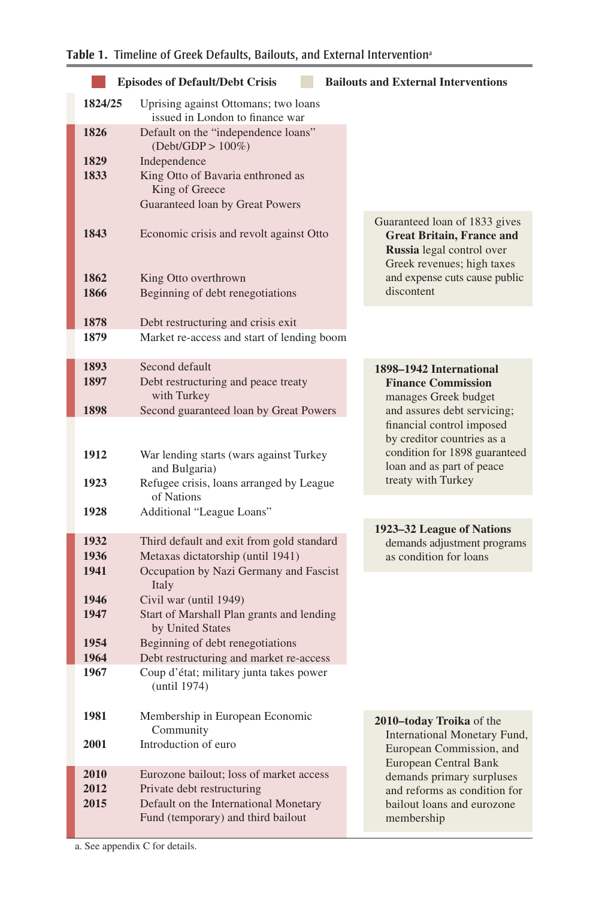**Table 1. Timeline of Greek Defaults, Bailouts, and External Intervention**[a]

Legend: Episodes of Default/Debt Crisis (shaded red); Bailouts and External Interventions (shaded beige)

| Year | Event | Bailouts and External Interventions |
|---|---|---|
| 1824/25 | Uprising against Ottomans; two loans issued in London to finance war | |
| 1826 | Default on the "independence loans" (Debt/GDP > 100%) | |
| 1829 | Independence | |
| 1833 | King Otto of Bavaria enthroned as King of Greece; Guaranteed loan by Great Powers | Guaranteed loan of 1833 gives **Great Britain, France and Russia** legal control over Greek revenues; high taxes and expense cuts cause public discontent |
| 1843 | Economic crisis and revolt against Otto | |
| 1862 | King Otto overthrown | |
| 1866 | Beginning of debt renegotiations | |
| 1878 | Debt restructuring and crisis exit | |
| 1879 | Market re-access and start of lending boom | |
| 1893 | Second default | **1898–1942 International Finance Commission** manages Greek budget and assures debt servicing; financial control imposed by creditor countries as a condition for 1898 guaranteed loan and as part of peace treaty with Turkey |
| 1897 | Debt restructuring and peace treaty with Turkey | |
| 1898 | Second guaranteed loan by Great Powers | |
| 1912 | War lending starts (wars against Turkey and Bulgaria) | |
| 1923 | Refugee crisis, loans arranged by League of Nations | **1923–32 League of Nations** demands adjustment programs as condition for loans |
| 1928 | Additional "League Loans" | |
| 1932 | Third default and exit from gold standard | |
| 1936 | Metaxas dictatorship (until 1941) | |
| 1941 | Occupation by Nazi Germany and Fascist Italy | |
| 1946 | Civil war (until 1949) | |
| 1947 | Start of Marshall Plan grants and lending by United States | |
| 1954 | Beginning of debt renegotiations | |
| 1964 | Debt restructuring and market re-access | |
| 1967 | Coup d'état; military junta takes power (until 1974) | |
| 1981 | Membership in European Economic Community | **2010–today Troika** of the International Monetary Fund, European Commission, and European Central Bank demands primary surpluses and reforms as condition for bailout loans and eurozone membership |
| 2001 | Introduction of euro | |
| 2010 | Eurozone bailout; loss of market access | |
| 2012 | Private debt restructuring | |
| 2015 | Default on the International Monetary Fund (temporary) and third bailout | |

a. See appendix C for details.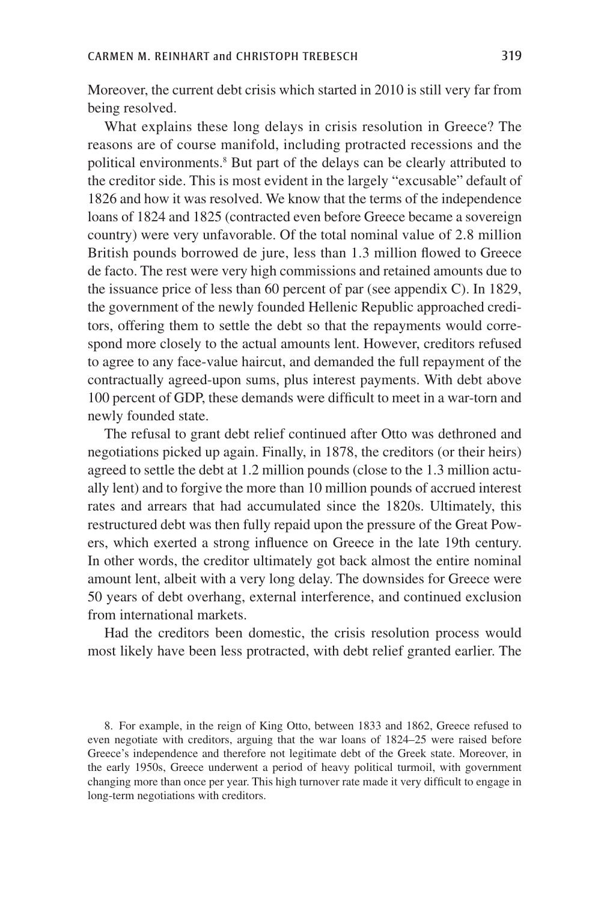Moreover, the current debt crisis which started in 2010 is still very far from being resolved.

What explains these long delays in crisis resolution in Greece? The reasons are of course manifold, including protracted recessions and the political environments.[8] But part of the delays can be clearly attributed to the creditor side. This is most evident in the largely "excusable" default of 1826 and how it was resolved. We know that the terms of the independence loans of 1824 and 1825 (contracted even before Greece became a sovereign country) were very unfavorable. Of the total nominal value of 2.8 million British pounds borrowed de jure, less than 1.3 million flowed to Greece de facto. The rest were very high commissions and retained amounts due to the issuance price of less than 60 percent of par (see appendix C). In 1829, the government of the newly founded Hellenic Republic approached creditors, offering them to settle the debt so that the repayments would correspond more closely to the actual amounts lent. However, creditors refused to agree to any face-value haircut, and demanded the full repayment of the contractually agreed-upon sums, plus interest payments. With debt above 100 percent of GDP, these demands were difficult to meet in a war-torn and newly founded state.

The refusal to grant debt relief continued after Otto was dethroned and negotiations picked up again. Finally, in 1878, the creditors (or their heirs) agreed to settle the debt at 1.2 million pounds (close to the 1.3 million actually lent) and to forgive the more than 10 million pounds of accrued interest rates and arrears that had accumulated since the 1820s. Ultimately, this restructured debt was then fully repaid upon the pressure of the Great Powers, which exerted a strong influence on Greece in the late 19th century. In other words, the creditor ultimately got back almost the entire nominal amount lent, albeit with a very long delay. The downsides for Greece were 50 years of debt overhang, external interference, and continued exclusion from international markets.

Had the creditors been domestic, the crisis resolution process would most likely have been less protracted, with debt relief granted earlier. The

8. For example, in the reign of King Otto, between 1833 and 1862, Greece refused to even negotiate with creditors, arguing that the war loans of 1824–25 were raised before Greece's independence and therefore not legitimate debt of the Greek state. Moreover, in the early 1950s, Greece underwent a period of heavy political turmoil, with government changing more than once per year. This high turnover rate made it very difficult to engage in long-term negotiations with creditors.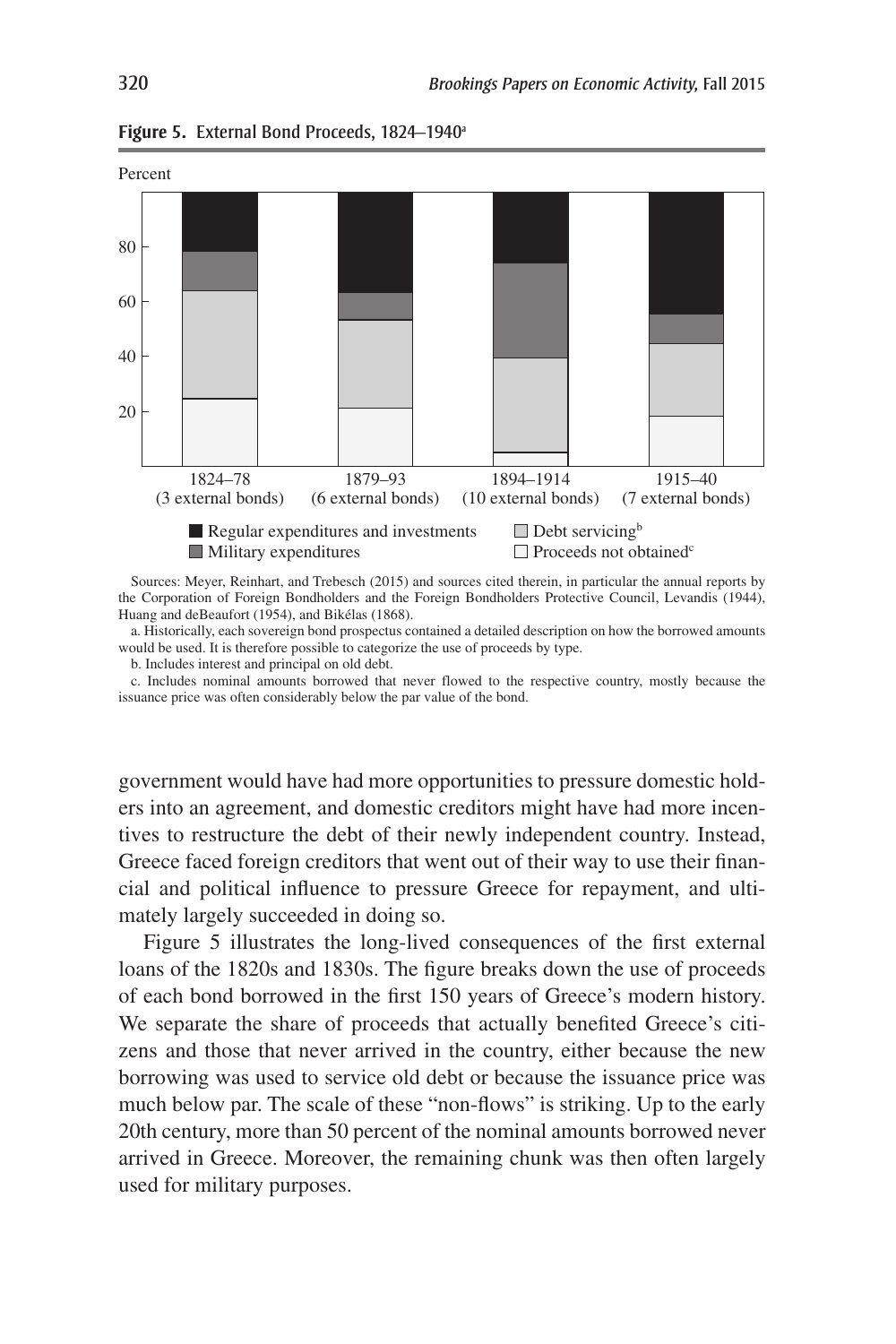**Figure 5.** External Bond Proceeds, 1824–1940[a]

Sources: Meyer, Reinhart, and Trebesch (2015) and sources cited therein, in particular the annual reports by the Corporation of Foreign Bondholders and the Foreign Bondholders Protective Council, Levandis (1944), Huang and deBeaufort (1954), and Bikélas (1868).

a. Historically, each sovereign bond prospectus contained a detailed description on how the borrowed amounts would be used. It is therefore possible to categorize the use of proceeds by type.

b. Includes interest and principal on old debt.

c. Includes nominal amounts borrowed that never flowed to the respective country, mostly because the issuance price was often considerably below the par value of the bond.

government would have had more opportunities to pressure domestic holders into an agreement, and domestic creditors might have had more incentives to restructure the debt of their newly independent country. Instead, Greece faced foreign creditors that went out of their way to use their financial and political influence to pressure Greece for repayment, and ultimately largely succeeded in doing so.

Figure 5 illustrates the long-lived consequences of the first external loans of the 1820s and 1830s. The figure breaks down the use of proceeds of each bond borrowed in the first 150 years of Greece's modern history. We separate the share of proceeds that actually benefited Greece's citizens and those that never arrived in the country, either because the new borrowing was used to service old debt or because the issuance price was much below par. The scale of these "non-flows" is striking. Up to the early 20th century, more than 50 percent of the nominal amounts borrowed never arrived in Greece. Moreover, the remaining chunk was then often largely used for military purposes.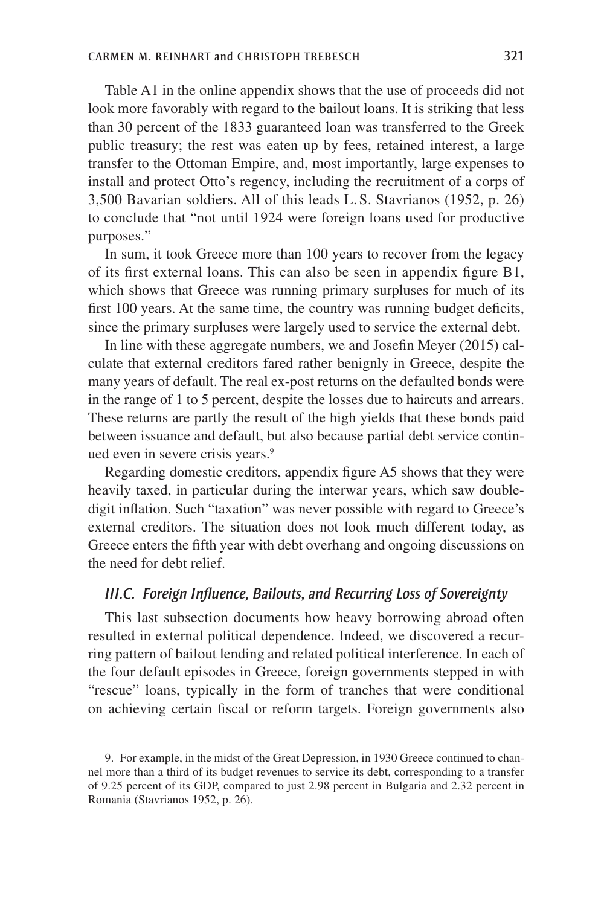Table A1 in the online appendix shows that the use of proceeds did not look more favorably with regard to the bailout loans. It is striking that less than 30 percent of the 1833 guaranteed loan was transferred to the Greek public treasury; the rest was eaten up by fees, retained interest, a large transfer to the Ottoman Empire, and, most importantly, large expenses to install and protect Otto's regency, including the recruitment of a corps of 3,500 Bavarian soldiers. All of this leads L. S. Stavrianos (1952, p. 26) to conclude that "not until 1924 were foreign loans used for productive purposes."

In sum, it took Greece more than 100 years to recover from the legacy of its first external loans. This can also be seen in appendix figure B1, which shows that Greece was running primary surpluses for much of its first 100 years. At the same time, the country was running budget deficits, since the primary surpluses were largely used to service the external debt.

In line with these aggregate numbers, we and Josefin Meyer (2015) calculate that external creditors fared rather benignly in Greece, despite the many years of default. The real ex-post returns on the defaulted bonds were in the range of 1 to 5 percent, despite the losses due to haircuts and arrears. These returns are partly the result of the high yields that these bonds paid between issuance and default, but also because partial debt service continued even in severe crisis years.[9]

Regarding domestic creditors, appendix figure A5 shows that they were heavily taxed, in particular during the interwar years, which saw double-digit inflation. Such "taxation" was never possible with regard to Greece's external creditors. The situation does not look much different today, as Greece enters the fifth year with debt overhang and ongoing discussions on the need for debt relief.

### III.C. Foreign Influence, Bailouts, and Recurring Loss of Sovereignty

This last subsection documents how heavy borrowing abroad often resulted in external political dependence. Indeed, we discovered a recurring pattern of bailout lending and related political interference. In each of the four default episodes in Greece, foreign governments stepped in with "rescue" loans, typically in the form of tranches that were conditional on achieving certain fiscal or reform targets. Foreign governments also

9. For example, in the midst of the Great Depression, in 1930 Greece continued to channel more than a third of its budget revenues to service its debt, corresponding to a transfer of 9.25 percent of its GDP, compared to just 2.98 percent in Bulgaria and 2.32 percent in Romania (Stavrianos 1952, p. 26).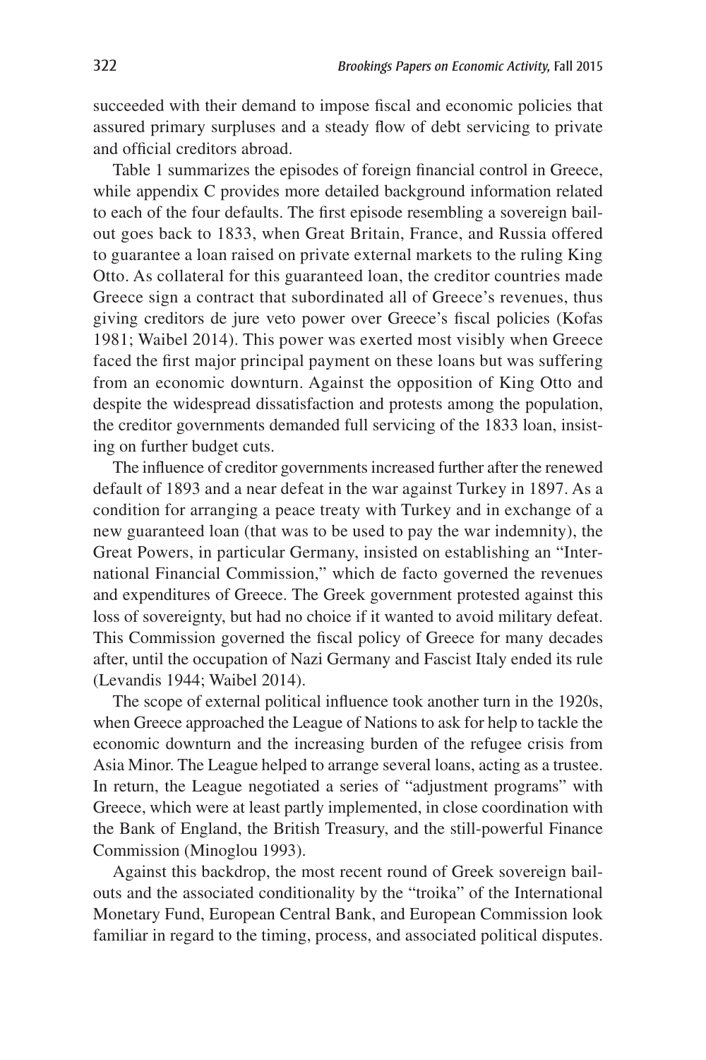succeeded with their demand to impose fiscal and economic policies that assured primary surpluses and a steady flow of debt servicing to private and official creditors abroad.

Table 1 summarizes the episodes of foreign financial control in Greece, while appendix C provides more detailed background information related to each of the four defaults. The first episode resembling a sovereign bailout goes back to 1833, when Great Britain, France, and Russia offered to guarantee a loan raised on private external markets to the ruling King Otto. As collateral for this guaranteed loan, the creditor countries made Greece sign a contract that subordinated all of Greece's revenues, thus giving creditors de jure veto power over Greece's fiscal policies (Kofas 1981; Waibel 2014). This power was exerted most visibly when Greece faced the first major principal payment on these loans but was suffering from an economic downturn. Against the opposition of King Otto and despite the widespread dissatisfaction and protests among the population, the creditor governments demanded full servicing of the 1833 loan, insisting on further budget cuts.

The influence of creditor governments increased further after the renewed default of 1893 and a near defeat in the war against Turkey in 1897. As a condition for arranging a peace treaty with Turkey and in exchange of a new guaranteed loan (that was to be used to pay the war indemnity), the Great Powers, in particular Germany, insisted on establishing an "International Financial Commission," which de facto governed the revenues and expenditures of Greece. The Greek government protested against this loss of sovereignty, but had no choice if it wanted to avoid military defeat. This Commission governed the fiscal policy of Greece for many decades after, until the occupation of Nazi Germany and Fascist Italy ended its rule (Levandis 1944; Waibel 2014).

The scope of external political influence took another turn in the 1920s, when Greece approached the League of Nations to ask for help to tackle the economic downturn and the increasing burden of the refugee crisis from Asia Minor. The League helped to arrange several loans, acting as a trustee. In return, the League negotiated a series of "adjustment programs" with Greece, which were at least partly implemented, in close coordination with the Bank of England, the British Treasury, and the still-powerful Finance Commission (Minoglou 1993).

Against this backdrop, the most recent round of Greek sovereign bailouts and the associated conditionality by the "troika" of the International Monetary Fund, European Central Bank, and European Commission look familiar in regard to the timing, process, and associated political disputes.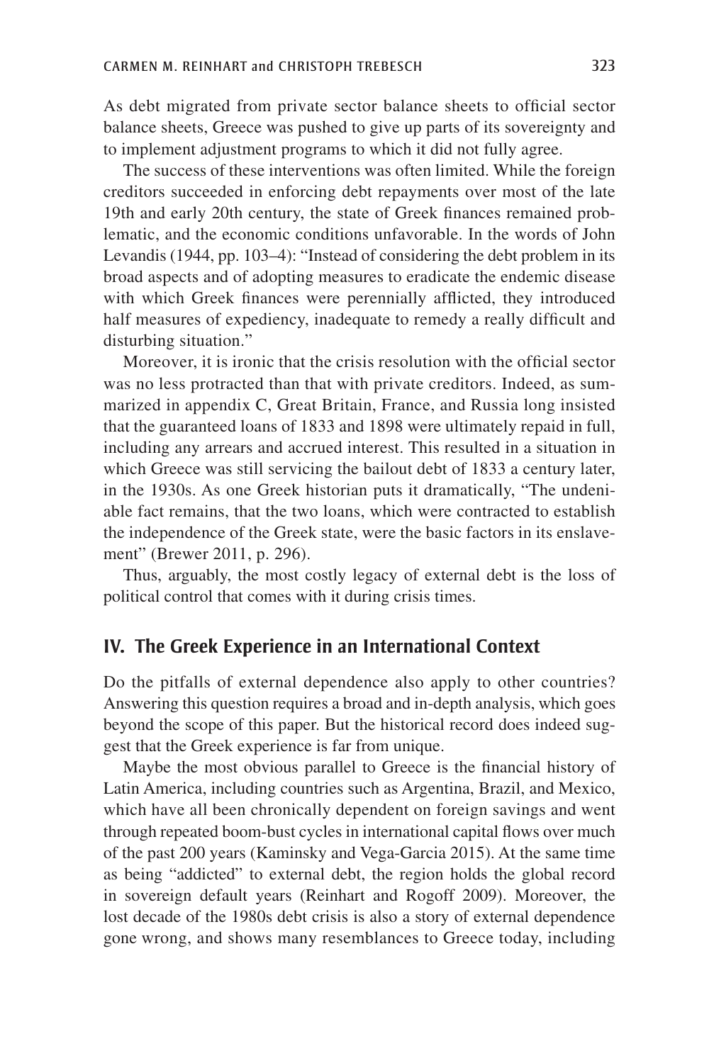As debt migrated from private sector balance sheets to official sector balance sheets, Greece was pushed to give up parts of its sovereignty and to implement adjustment programs to which it did not fully agree.

The success of these interventions was often limited. While the foreign creditors succeeded in enforcing debt repayments over most of the late 19th and early 20th century, the state of Greek finances remained problematic, and the economic conditions unfavorable. In the words of John Levandis (1944, pp. 103–4): "Instead of considering the debt problem in its broad aspects and of adopting measures to eradicate the endemic disease with which Greek finances were perennially afflicted, they introduced half measures of expediency, inadequate to remedy a really difficult and disturbing situation."

Moreover, it is ironic that the crisis resolution with the official sector was no less protracted than that with private creditors. Indeed, as summarized in appendix C, Great Britain, France, and Russia long insisted that the guaranteed loans of 1833 and 1898 were ultimately repaid in full, including any arrears and accrued interest. This resulted in a situation in which Greece was still servicing the bailout debt of 1833 a century later, in the 1930s. As one Greek historian puts it dramatically, "The undeniable fact remains, that the two loans, which were contracted to establish the independence of the Greek state, were the basic factors in its enslavement" (Brewer 2011, p. 296).

Thus, arguably, the most costly legacy of external debt is the loss of political control that comes with it during crisis times.

## IV. The Greek Experience in an International Context

Do the pitfalls of external dependence also apply to other countries? Answering this question requires a broad and in-depth analysis, which goes beyond the scope of this paper. But the historical record does indeed suggest that the Greek experience is far from unique.

Maybe the most obvious parallel to Greece is the financial history of Latin America, including countries such as Argentina, Brazil, and Mexico, which have all been chronically dependent on foreign savings and went through repeated boom-bust cycles in international capital flows over much of the past 200 years (Kaminsky and Vega-Garcia 2015). At the same time as being "addicted" to external debt, the region holds the global record in sovereign default years (Reinhart and Rogoff 2009). Moreover, the lost decade of the 1980s debt crisis is also a story of external dependence gone wrong, and shows many resemblances to Greece today, including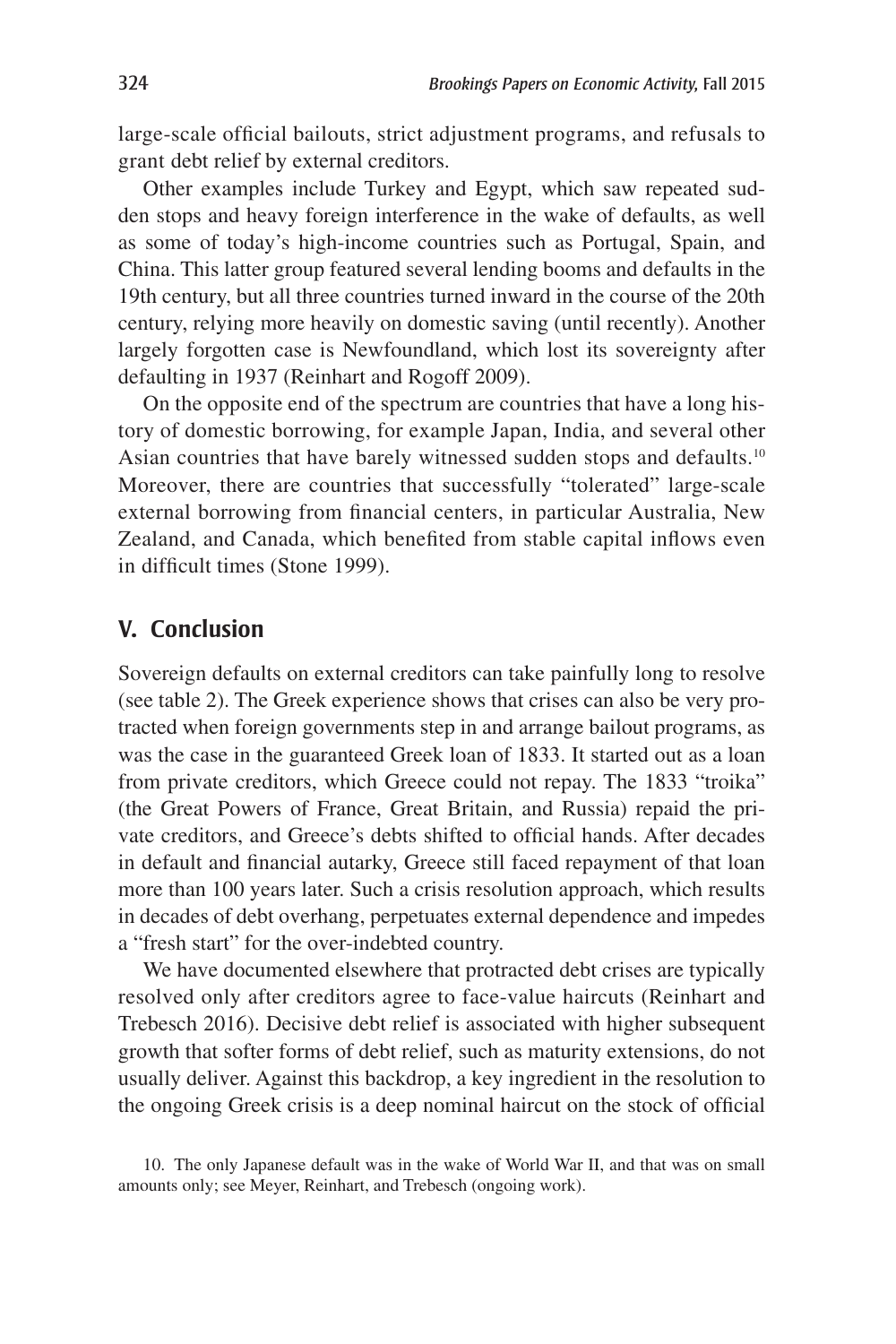large-scale official bailouts, strict adjustment programs, and refusals to grant debt relief by external creditors.

Other examples include Turkey and Egypt, which saw repeated sudden stops and heavy foreign interference in the wake of defaults, as well as some of today's high-income countries such as Portugal, Spain, and China. This latter group featured several lending booms and defaults in the 19th century, but all three countries turned inward in the course of the 20th century, relying more heavily on domestic saving (until recently). Another largely forgotten case is Newfoundland, which lost its sovereignty after defaulting in 1937 (Reinhart and Rogoff 2009).

On the opposite end of the spectrum are countries that have a long history of domestic borrowing, for example Japan, India, and several other Asian countries that have barely witnessed sudden stops and defaults.[10] Moreover, there are countries that successfully "tolerated" large-scale external borrowing from financial centers, in particular Australia, New Zealand, and Canada, which benefited from stable capital inflows even in difficult times (Stone 1999).

## V. Conclusion

Sovereign defaults on external creditors can take painfully long to resolve (see table 2). The Greek experience shows that crises can also be very protracted when foreign governments step in and arrange bailout programs, as was the case in the guaranteed Greek loan of 1833. It started out as a loan from private creditors, which Greece could not repay. The 1833 "troika" (the Great Powers of France, Great Britain, and Russia) repaid the private creditors, and Greece's debts shifted to official hands. After decades in default and financial autarky, Greece still faced repayment of that loan more than 100 years later. Such a crisis resolution approach, which results in decades of debt overhang, perpetuates external dependence and impedes a "fresh start" for the over-indebted country.

We have documented elsewhere that protracted debt crises are typically resolved only after creditors agree to face-value haircuts (Reinhart and Trebesch 2016). Decisive debt relief is associated with higher subsequent growth that softer forms of debt relief, such as maturity extensions, do not usually deliver. Against this backdrop, a key ingredient in the resolution to the ongoing Greek crisis is a deep nominal haircut on the stock of official

10. The only Japanese default was in the wake of World War II, and that was on small amounts only; see Meyer, Reinhart, and Trebesch (ongoing work).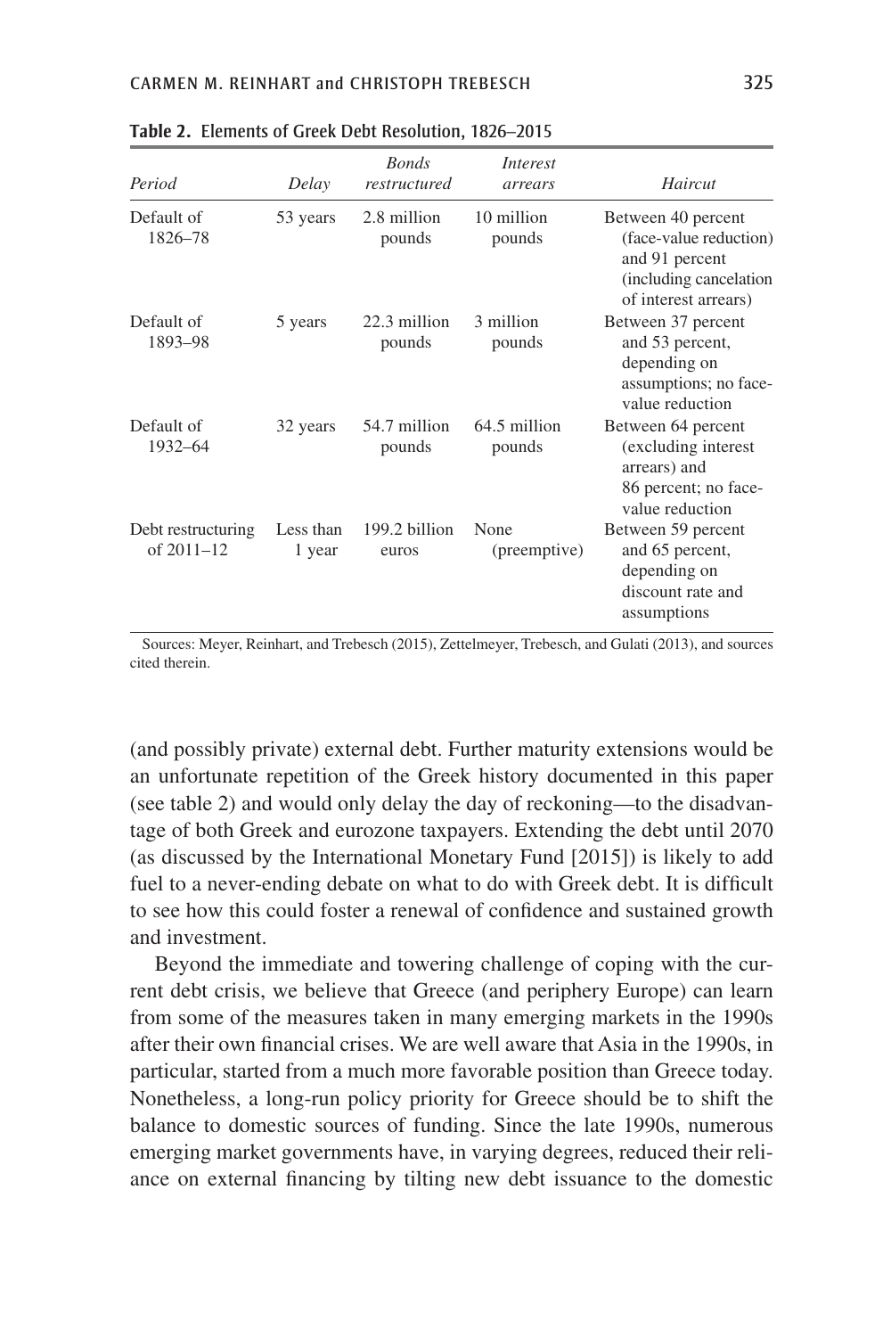**Table 2. Elements of Greek Debt Resolution, 1826–2015**

| *Period* | *Delay* | *Bonds restructured* | *Interest arrears* | *Haircut* |
|---|---|---|---|---|
| Default of 1826–78 | 53 years | 2.8 million pounds | 10 million pounds | Between 40 percent (face-value reduction) and 91 percent (including cancelation of interest arrears) |
| Default of 1893–98 | 5 years | 22.3 million pounds | 3 million pounds | Between 37 percent and 53 percent, depending on assumptions; no face-value reduction |
| Default of 1932–64 | 32 years | 54.7 million pounds | 64.5 million pounds | Between 64 percent (excluding interest arrears) and 86 percent; no face-value reduction |
| Debt restructuring of 2011–12 | Less than 1 year | 199.2 billion euros | None (preemptive) | Between 59 percent and 65 percent, depending on discount rate and assumptions |

Sources: Meyer, Reinhart, and Trebesch (2015), Zettelmeyer, Trebesch, and Gulati (2013), and sources cited therein.

(and possibly private) external debt. Further maturity extensions would be an unfortunate repetition of the Greek history documented in this paper (see table 2) and would only delay the day of reckoning—to the disadvantage of both Greek and eurozone taxpayers. Extending the debt until 2070 (as discussed by the International Monetary Fund [2015]) is likely to add fuel to a never-ending debate on what to do with Greek debt. It is difficult to see how this could foster a renewal of confidence and sustained growth and investment.

Beyond the immediate and towering challenge of coping with the current debt crisis, we believe that Greece (and periphery Europe) can learn from some of the measures taken in many emerging markets in the 1990s after their own financial crises. We are well aware that Asia in the 1990s, in particular, started from a much more favorable position than Greece today. Nonetheless, a long-run policy priority for Greece should be to shift the balance to domestic sources of funding. Since the late 1990s, numerous emerging market governments have, in varying degrees, reduced their reliance on external financing by tilting new debt issuance to the domestic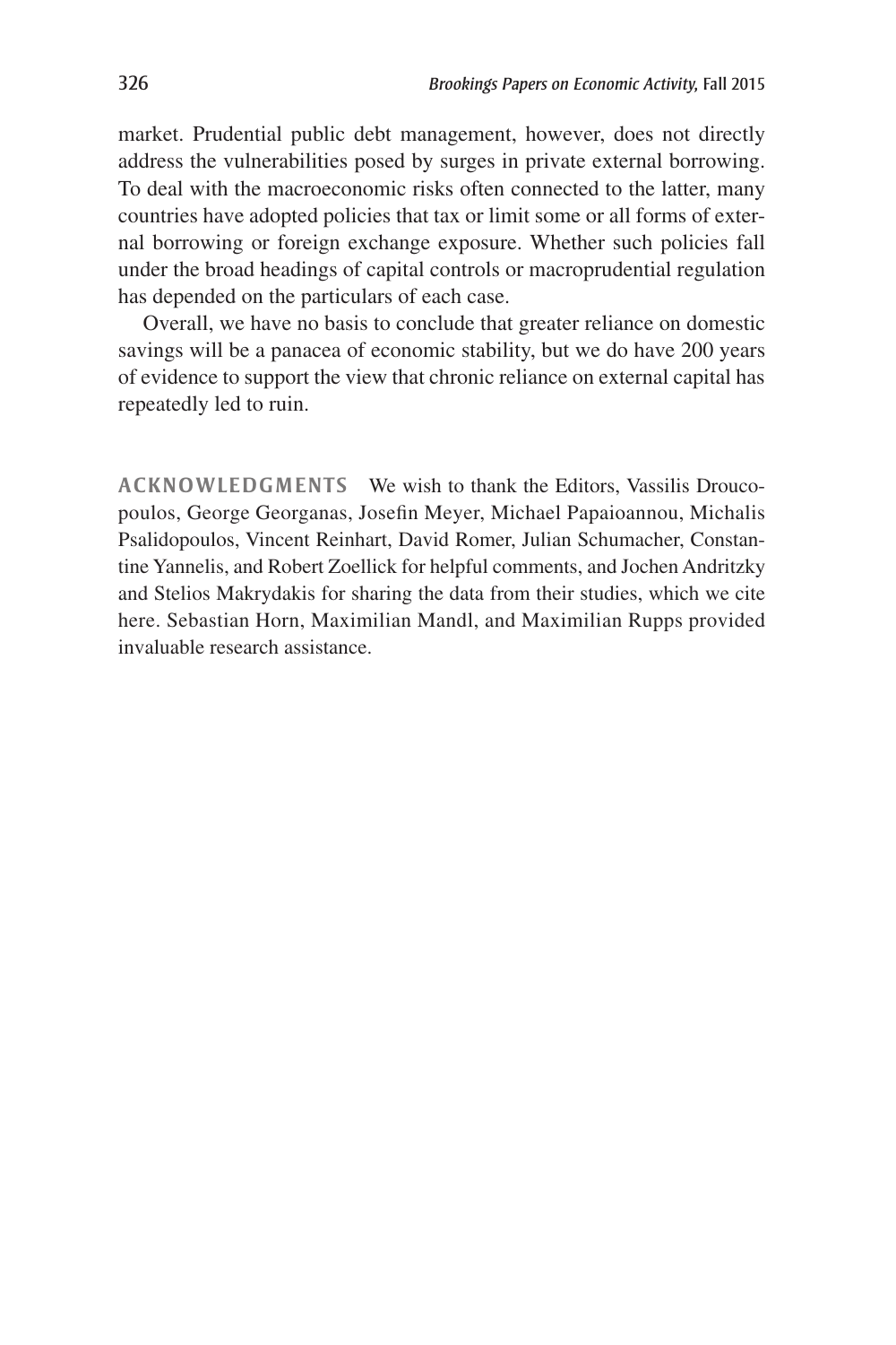market. Prudential public debt management, however, does not directly address the vulnerabilities posed by surges in private external borrowing. To deal with the macroeconomic risks often connected to the latter, many countries have adopted policies that tax or limit some or all forms of external borrowing or foreign exchange exposure. Whether such policies fall under the broad headings of capital controls or macroprudential regulation has depended on the particulars of each case.

Overall, we have no basis to conclude that greater reliance on domestic savings will be a panacea of economic stability, but we do have 200 years of evidence to support the view that chronic reliance on external capital has repeatedly led to ruin.

**ACKNOWLEDGMENTS** We wish to thank the Editors, Vassilis Droucopoulos, George Georganas, Josefin Meyer, Michael Papaioannou, Michalis Psalidopoulos, Vincent Reinhart, David Romer, Julian Schumacher, Constantine Yannelis, and Robert Zoellick for helpful comments, and Jochen Andritzky and Stelios Makrydakis for sharing the data from their studies, which we cite here. Sebastian Horn, Maximilian Mandl, and Maximilian Rupps provided invaluable research assistance.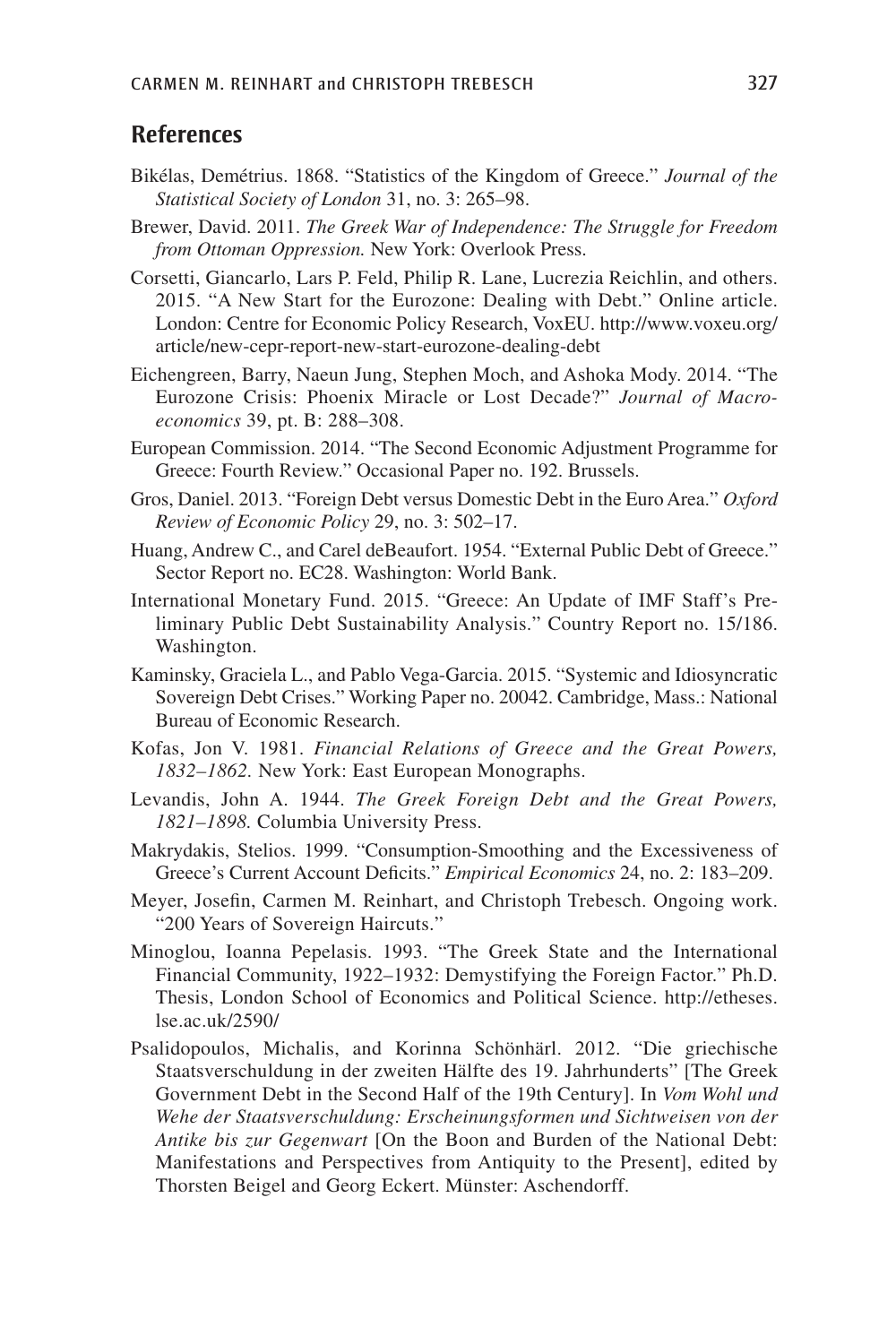## References

Bikélas, Demétrius. 1868. "Statistics of the Kingdom of Greece." *Journal of the Statistical Society of London* 31, no. 3: 265–98.

Brewer, David. 2011. *The Greek War of Independence: The Struggle for Freedom from Ottoman Oppression.* New York: Overlook Press.

Corsetti, Giancarlo, Lars P. Feld, Philip R. Lane, Lucrezia Reichlin, and others. 2015. "A New Start for the Eurozone: Dealing with Debt." Online article. London: Centre for Economic Policy Research, VoxEU. http://www.voxeu.org/article/new-cepr-report-new-start-eurozone-dealing-debt

Eichengreen, Barry, Naeun Jung, Stephen Moch, and Ashoka Mody. 2014. "The Eurozone Crisis: Phoenix Miracle or Lost Decade?" *Journal of Macroeconomics* 39, pt. B: 288–308.

European Commission. 2014. "The Second Economic Adjustment Programme for Greece: Fourth Review." Occasional Paper no. 192. Brussels.

Gros, Daniel. 2013. "Foreign Debt versus Domestic Debt in the Euro Area." *Oxford Review of Economic Policy* 29, no. 3: 502–17.

Huang, Andrew C., and Carel deBeaufort. 1954. "External Public Debt of Greece." Sector Report no. EC28. Washington: World Bank.

International Monetary Fund. 2015. "Greece: An Update of IMF Staff's Preliminary Public Debt Sustainability Analysis." Country Report no. 15/186. Washington.

Kaminsky, Graciela L., and Pablo Vega-Garcia. 2015. "Systemic and Idiosyncratic Sovereign Debt Crises." Working Paper no. 20042. Cambridge, Mass.: National Bureau of Economic Research.

Kofas, Jon V. 1981. *Financial Relations of Greece and the Great Powers, 1832–1862.* New York: East European Monographs.

Levandis, John A. 1944. *The Greek Foreign Debt and the Great Powers, 1821–1898.* Columbia University Press.

Makrydakis, Stelios. 1999. "Consumption-Smoothing and the Excessiveness of Greece's Current Account Deficits." *Empirical Economics* 24, no. 2: 183–209.

Meyer, Josefin, Carmen M. Reinhart, and Christoph Trebesch. Ongoing work. "200 Years of Sovereign Haircuts."

Minoglou, Ioanna Pepelasis. 1993. "The Greek State and the International Financial Community, 1922–1932: Demystifying the Foreign Factor." Ph.D. Thesis, London School of Economics and Political Science. http://etheses.lse.ac.uk/2590/

Psalidopoulos, Michalis, and Korinna Schönhärl. 2012. "Die griechische Staatsverschuldung in der zweiten Hälfte des 19. Jahrhunderts" [The Greek Government Debt in the Second Half of the 19th Century]. In *Vom Wohl und Wehe der Staatsverschuldung: Erscheinungsformen und Sichtweisen von der Antike bis zur Gegenwart* [On the Boon and Burden of the National Debt: Manifestations and Perspectives from Antiquity to the Present], edited by Thorsten Beigel and Georg Eckert. Münster: Aschendorff.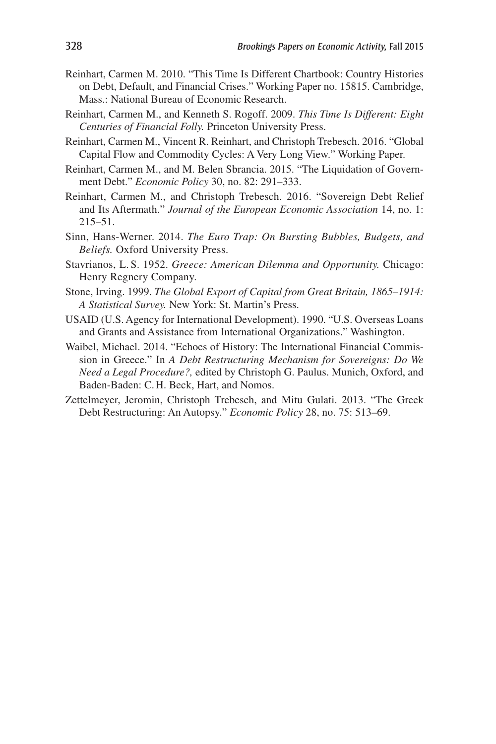Reinhart, Carmen M. 2010. "This Time Is Different Chartbook: Country Histories on Debt, Default, and Financial Crises." Working Paper no. 15815. Cambridge, Mass.: National Bureau of Economic Research.

Reinhart, Carmen M., and Kenneth S. Rogoff. 2009. *This Time Is Different: Eight Centuries of Financial Folly.* Princeton University Press.

Reinhart, Carmen M., Vincent R. Reinhart, and Christoph Trebesch. 2016. "Global Capital Flow and Commodity Cycles: A Very Long View." Working Paper.

Reinhart, Carmen M., and M. Belen Sbrancia. 2015. "The Liquidation of Government Debt." *Economic Policy* 30, no. 82: 291–333.

Reinhart, Carmen M., and Christoph Trebesch. 2016. "Sovereign Debt Relief and Its Aftermath." *Journal of the European Economic Association* 14, no. 1: 215–51.

Sinn, Hans-Werner. 2014. *The Euro Trap: On Bursting Bubbles, Budgets, and Beliefs.* Oxford University Press.

Stavrianos, L. S. 1952. *Greece: American Dilemma and Opportunity.* Chicago: Henry Regnery Company.

Stone, Irving. 1999. *The Global Export of Capital from Great Britain, 1865–1914: A Statistical Survey.* New York: St. Martin's Press.

USAID (U.S. Agency for International Development). 1990. "U.S. Overseas Loans and Grants and Assistance from International Organizations." Washington.

Waibel, Michael. 2014. "Echoes of History: The International Financial Commission in Greece." In *A Debt Restructuring Mechanism for Sovereigns: Do We Need a Legal Procedure?,* edited by Christoph G. Paulus. Munich, Oxford, and Baden-Baden: C. H. Beck, Hart, and Nomos.

Zettelmeyer, Jeromin, Christoph Trebesch, and Mitu Gulati. 2013. "The Greek Debt Restructuring: An Autopsy." *Economic Policy* 28, no. 75: 513–69.